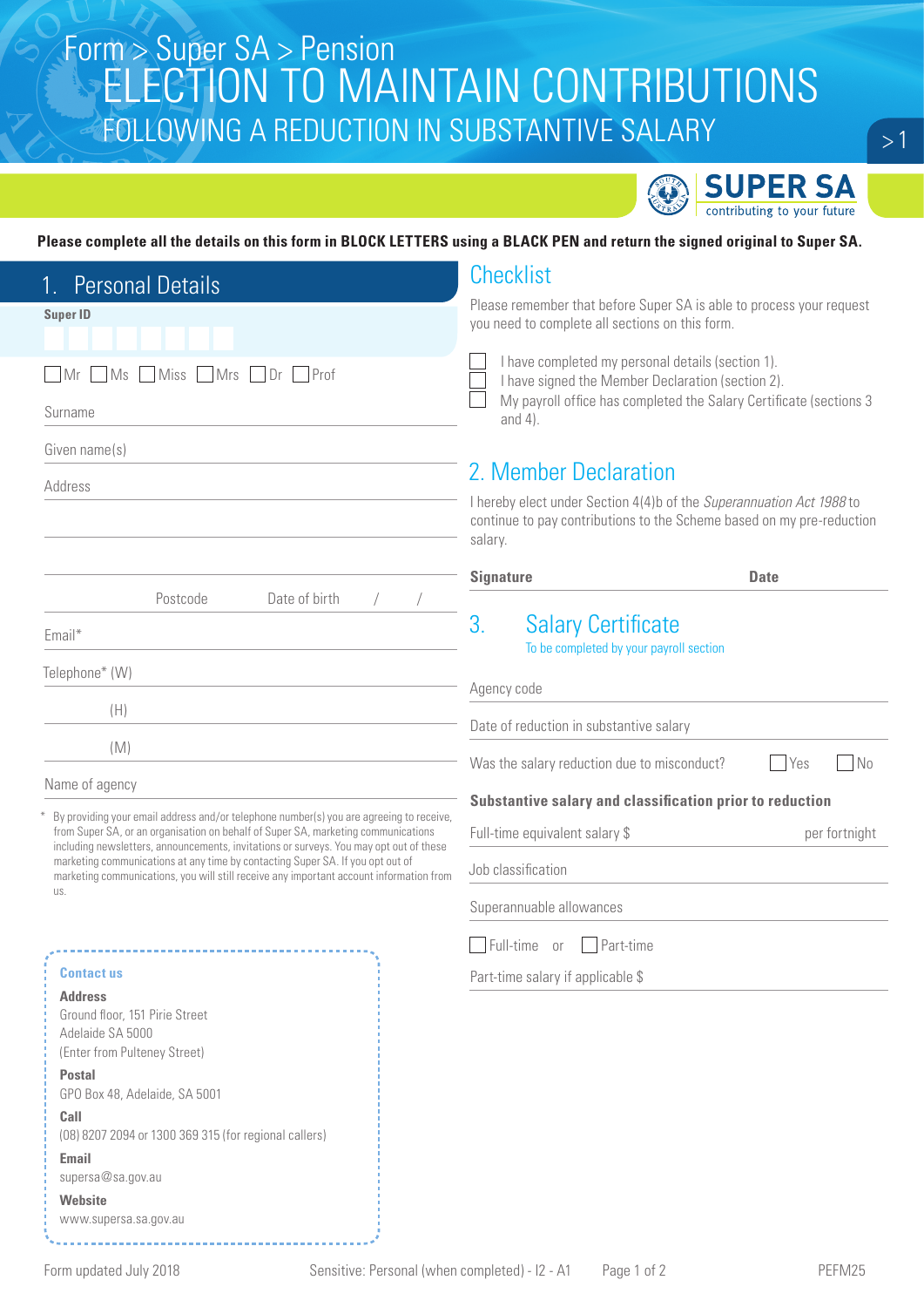Form > Super SA > Pension

# ELECTION TO MAINTAIN CONTRIBUTIONS FOLLOWING A REDUCTION IN SUBSTANTIVE SALARY

SUPER SA
contributing to your future

**Please complete all the details on this form in BLOCK LETTERS using a BLACK PEN and return the signed original to Super SA.**

## 1. Personal Details

**Super ID**

☐ Mr ☐ Ms ☐ Miss ☐ Mrs ☐ Dr ☐ Prof

Surname

Given name(s)

Address

Postcode Date of birth / /

Email*

Telephone* (W)

(H)

(M)

Name of agency

\* By providing your email address and/or telephone number(s) you are agreeing to receive, from Super SA, or an organisation on behalf of Super SA, marketing communications including newsletters, announcements, invitations or surveys. You may opt out of these marketing communications at any time by contacting Super SA. If you opt out of marketing communications, you will still receive any important account information from us.

**Contact us**

**Address**
Ground floor, 151 Pirie Street
Adelaide SA 5000
(Enter from Pulteney Street)

**Postal**
GPO Box 48, Adelaide, SA 5001

**Call**
(08) 8207 2094 or 1300 369 315 (for regional callers)

**Email**
supersa@sa.gov.au

**Website**
www.supersa.sa.gov.au

## Checklist

Please remember that before Super SA is able to process your request you need to complete all sections on this form.

☐ I have completed my personal details (section 1).
☐ I have signed the Member Declaration (section 2).
☐ My payroll office has completed the Salary Certificate (sections 3 and 4).

## 2. Member Declaration

I hereby elect under Section 4(4)b of the *Superannuation Act 1988* to continue to pay contributions to the Scheme based on my pre-reduction salary.

**Signature** **Date**

## 3. Salary Certificate

To be completed by your payroll section

Agency code

Date of reduction in substantive salary

Was the salary reduction due to misconduct? ☐ Yes ☐ No

**Substantive salary and classification prior to reduction**

Full-time equivalent salary $ per fortnight

Job classification

Superannuable allowances

☐ Full-time or ☐ Part-time

Part-time salary if applicable $

Form updated July 2018 Sensitive: Personal (when completed) - I2 - A1 PEFM25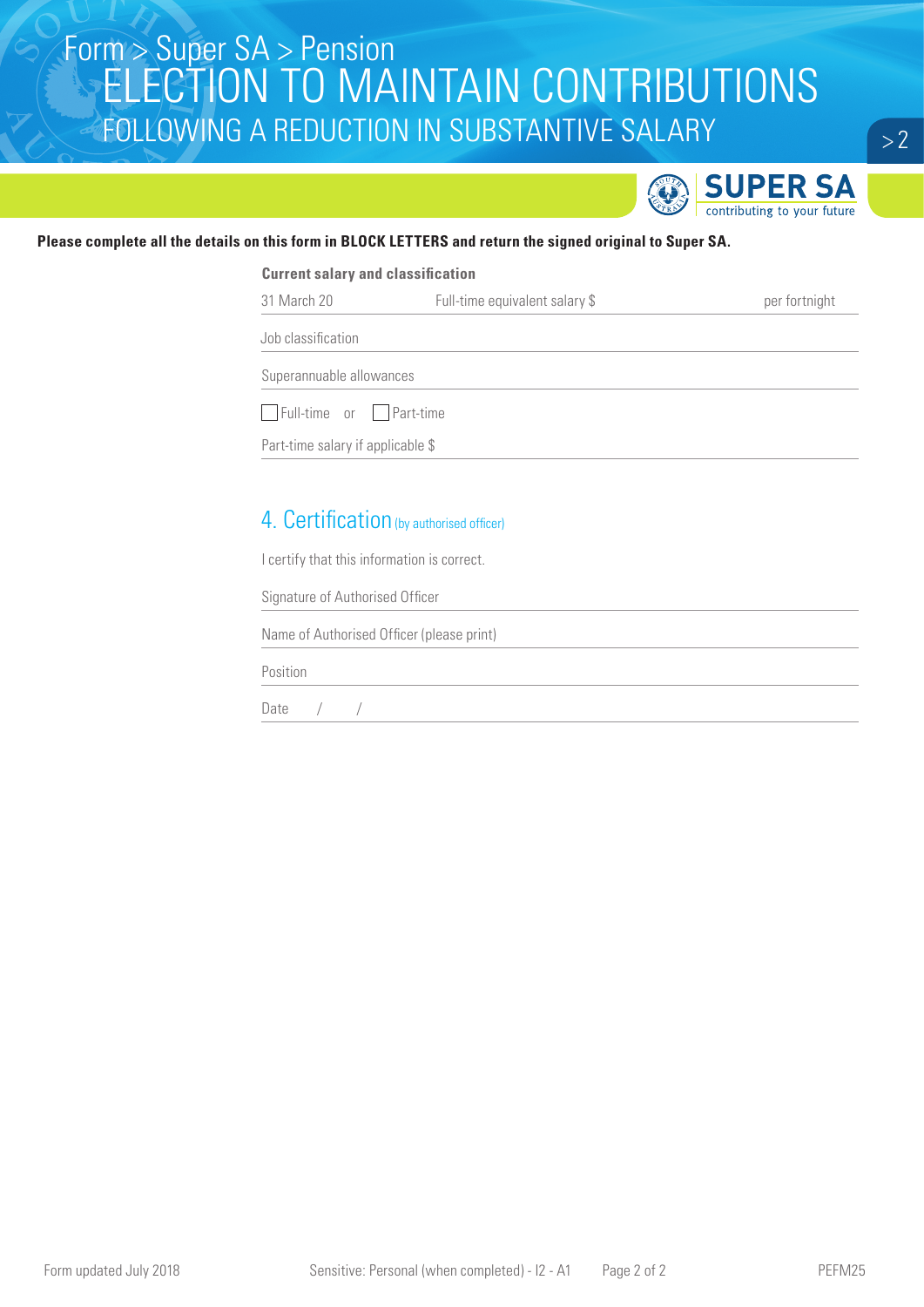Please complete all the details on this form in BLOCK LETTERS and return the signed original to Super SA.

**Current salary and classification**

31 March 20 Full-time equivalent salary $ per fortnight

Job classification

Superannuable allowances

☐ Full-time or ☐ Part-time

Part-time salary if applicable $

## 4. Certification (by authorised officer)

I certify that this information is correct.

Signature of Authorised Officer

Name of Authorised Officer (please print)

Position

Date / /

Form updated July 2018 Sensitive: Personal (when completed) - I2 - A1 PEFM25